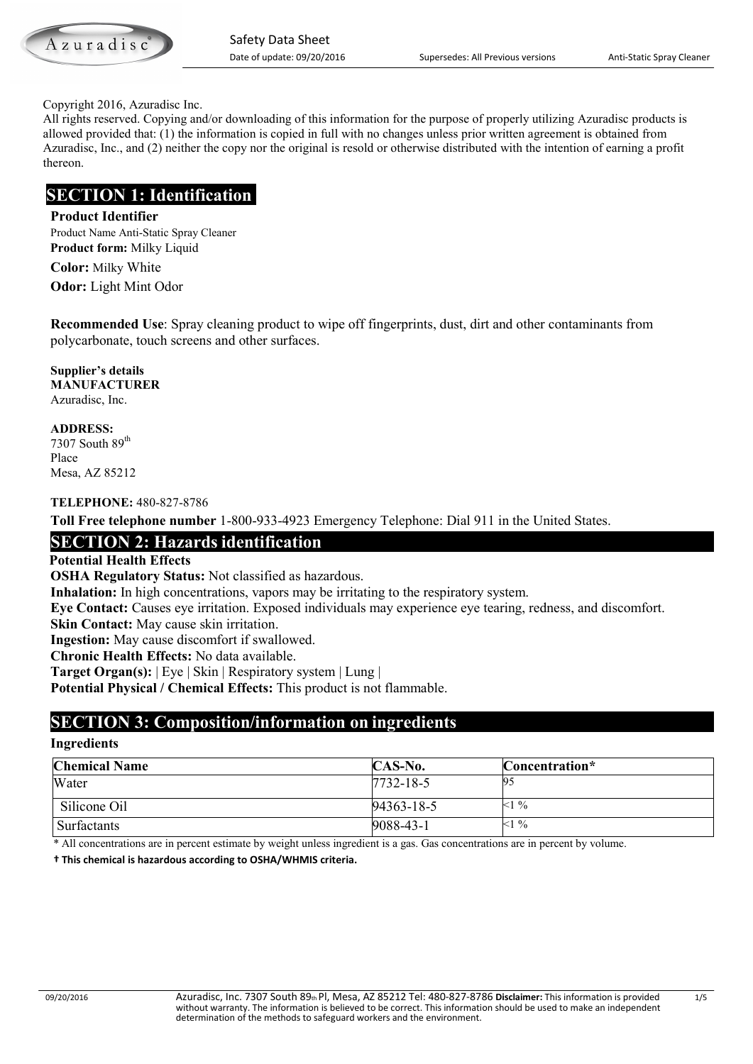Copyright 2016, Azuradisc Inc.
All rights reserved. Copying and/or downloading of this information for the purpose of properly utilizing Azuradisc products is allowed provided that: (1) the information is copied in full with no changes unless prior written agreement is obtained from Azuradisc, Inc., and (2) neither the copy nor the original is resold or otherwise distributed with the intention of earning a profit thereon.

# SECTION 1: Identification

**Product Identifier**

Product Name Anti-Static Spray Cleaner

**Product form:** Milky Liquid

**Color:** Milky White

**Odor:** Light Mint Odor

**Recommended Use**: Spray cleaning product to wipe off fingerprints, dust, dirt and other contaminants from polycarbonate, touch screens and other surfaces.

**Supplier's details**
**MANUFACTURER**
Azuradisc, Inc.

**ADDRESS:**
7307 South 89th Place
Mesa, AZ 85212

**TELEPHONE:** 480-827-8786

**Toll Free telephone number** 1-800-933-4923 Emergency Telephone: Dial 911 in the United States.

# SECTION 2: Hazards identification

**Potential Health Effects**

**OSHA Regulatory Status:** Not classified as hazardous.

**Inhalation:** In high concentrations, vapors may be irritating to the respiratory system.

**Eye Contact:** Causes eye irritation. Exposed individuals may experience eye tearing, redness, and discomfort.

**Skin Contact:** May cause skin irritation.

**Ingestion:** May cause discomfort if swallowed.

**Chronic Health Effects:** No data available.

**Target Organ(s):** | Eye | Skin | Respiratory system | Lung |

**Potential Physical / Chemical Effects:** This product is not flammable.

# SECTION 3: Composition/information on ingredients

**Ingredients**

| Chemical Name | CAS-No. | Concentration* |
|---|---|---|
| Water | 7732-18-5 | 95 |
| Silicone Oil | 94363-18-5 | <1 % |
| Surfactants | 9088-43-1 | <1 % |

\* All concentrations are in percent estimate by weight unless ingredient is a gas. Gas concentrations are in percent by volume.

**† This chemical is hazardous according to OSHA/WHMIS criteria.**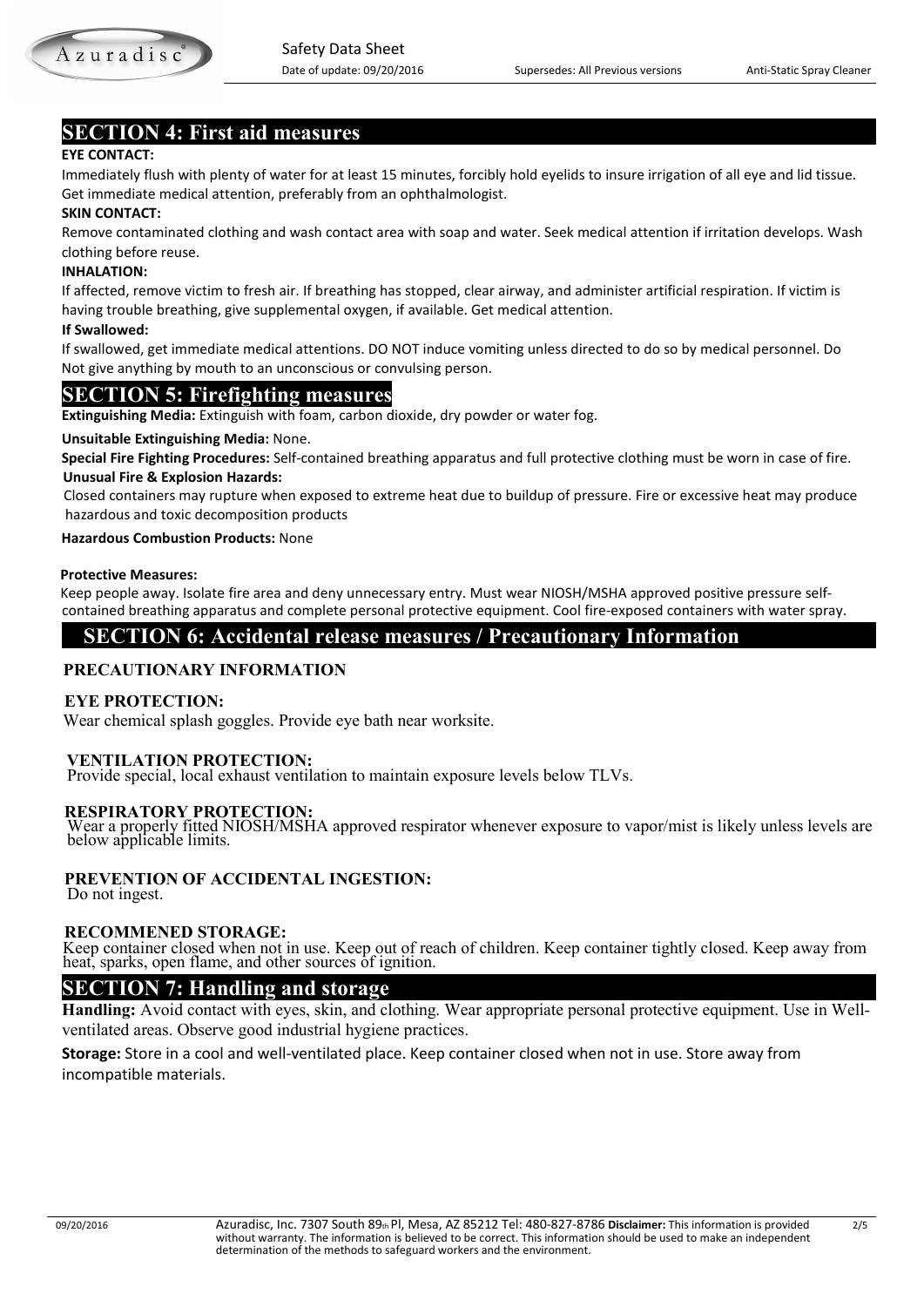## SECTION 4: First aid measures

**EYE CONTACT:**

Immediately flush with plenty of water for at least 15 minutes, forcibly hold eyelids to insure irrigation of all eye and lid tissue. Get immediate medical attention, preferably from an ophthalmologist.

**SKIN CONTACT:**

Remove contaminated clothing and wash contact area with soap and water. Seek medical attention if irritation develops. Wash clothing before reuse.

**INHALATION:**

If affected, remove victim to fresh air. If breathing has stopped, clear airway, and administer artificial respiration. If victim is having trouble breathing, give supplemental oxygen, if available. Get medical attention.

**If Swallowed:**

If swallowed, get immediate medical attentions. DO NOT induce vomiting unless directed to do so by medical personnel. Do Not give anything by mouth to an unconscious or convulsing person.

## SECTION 5: Firefighting measures

**Extinguishing Media:** Extinguish with foam, carbon dioxide, dry powder or water fog.

**Unsuitable Extinguishing Media:** None.

**Special Fire Fighting Procedures:** Self-contained breathing apparatus and full protective clothing must be worn in case of fire.

**Unusual Fire & Explosion Hazards:**

Closed containers may rupture when exposed to extreme heat due to buildup of pressure. Fire or excessive heat may produce hazardous and toxic decomposition products

**Hazardous Combustion Products:** None

**Protective Measures:**

Keep people away. Isolate fire area and deny unnecessary entry. Must wear NIOSH/MSHA approved positive pressure self-contained breathing apparatus and complete personal protective equipment. Cool fire-exposed containers with water spray.

## SECTION 6: Accidental release measures / Precautionary Information

### PRECAUTIONARY INFORMATION

**EYE PROTECTION:**

Wear chemical splash goggles. Provide eye bath near worksite.

**VENTILATION PROTECTION:**

Provide special, local exhaust ventilation to maintain exposure levels below TLVs.

**RESPIRATORY PROTECTION:**

Wear a properly fitted NIOSH/MSHA approved respirator whenever exposure to vapor/mist is likely unless levels are below applicable limits.

**PREVENTION OF ACCIDENTAL INGESTION:**

Do not ingest.

**RECOMMENED STORAGE:**

Keep container closed when not in use. Keep out of reach of children. Keep container tightly closed. Keep away from heat, sparks, open flame, and other sources of ignition.

## SECTION 7: Handling and storage

**Handling:** Avoid contact with eyes, skin, and clothing. Wear appropriate personal protective equipment. Use in Well-ventilated areas. Observe good industrial hygiene practices.

**Storage:** Store in a cool and well-ventilated place. Keep container closed when not in use. Store away from incompatible materials.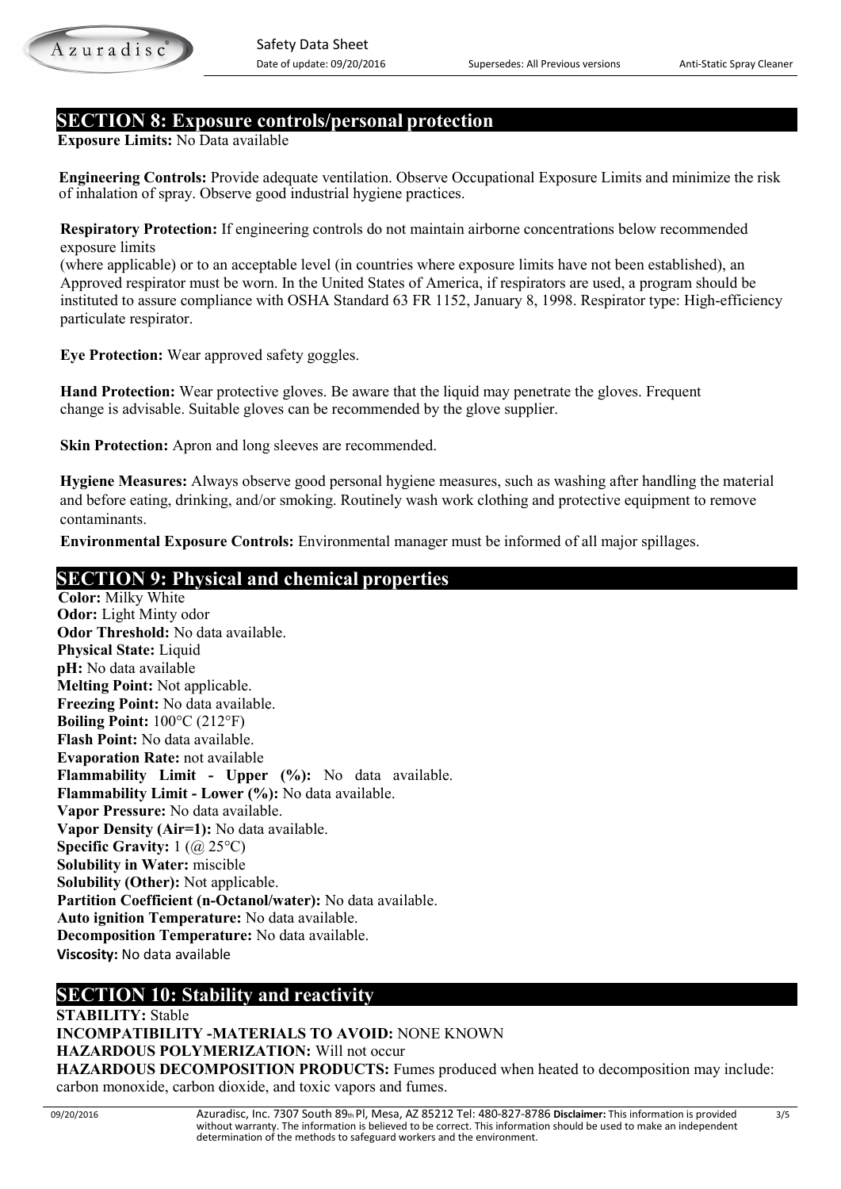## SECTION 8: Exposure controls/personal protection

**Exposure Limits:** No Data available

**Engineering Controls:** Provide adequate ventilation. Observe Occupational Exposure Limits and minimize the risk of inhalation of spray. Observe good industrial hygiene practices.

**Respiratory Protection:** If engineering controls do not maintain airborne concentrations below recommended exposure limits
(where applicable) or to an acceptable level (in countries where exposure limits have not been established), an Approved respirator must be worn. In the United States of America, if respirators are used, a program should be instituted to assure compliance with OSHA Standard 63 FR 1152, January 8, 1998. Respirator type: High-efficiency particulate respirator.

**Eye Protection:** Wear approved safety goggles.

**Hand Protection:** Wear protective gloves. Be aware that the liquid may penetrate the gloves. Frequent change is advisable. Suitable gloves can be recommended by the glove supplier.

**Skin Protection:** Apron and long sleeves are recommended.

**Hygiene Measures:** Always observe good personal hygiene measures, such as washing after handling the material and before eating, drinking, and/or smoking. Routinely wash work clothing and protective equipment to remove contaminants.

**Environmental Exposure Controls:** Environmental manager must be informed of all major spillages.

## SECTION 9: Physical and chemical properties

**Color:** Milky White
**Odor:** Light Minty odor
**Odor Threshold:** No data available.
**Physical State:** Liquid
**pH:** No data available
**Melting Point:** Not applicable.
**Freezing Point:** No data available.
**Boiling Point:** 100°C (212°F)
**Flash Point:** No data available.
**Evaporation Rate:** not available
**Flammability Limit - Upper (%):** No data available.
**Flammability Limit - Lower (%):** No data available.
**Vapor Pressure:** No data available.
**Vapor Density (Air=1):** No data available.
**Specific Gravity:** 1 (@ 25°C)
**Solubility in Water:** miscible
**Solubility (Other):** Not applicable.
**Partition Coefficient (n-Octanol/water):** No data available.
**Auto ignition Temperature:** No data available.
**Decomposition Temperature:** No data available.
**Viscosity:** No data available

## SECTION 10: Stability and reactivity

**STABILITY:** Stable
**INCOMPATIBILITY -MATERIALS TO AVOID:** NONE KNOWN
**HAZARDOUS POLYMERIZATION:** Will not occur
**HAZARDOUS DECOMPOSITION PRODUCTS:** Fumes produced when heated to decomposition may include: carbon monoxide, carbon dioxide, and toxic vapors and fumes.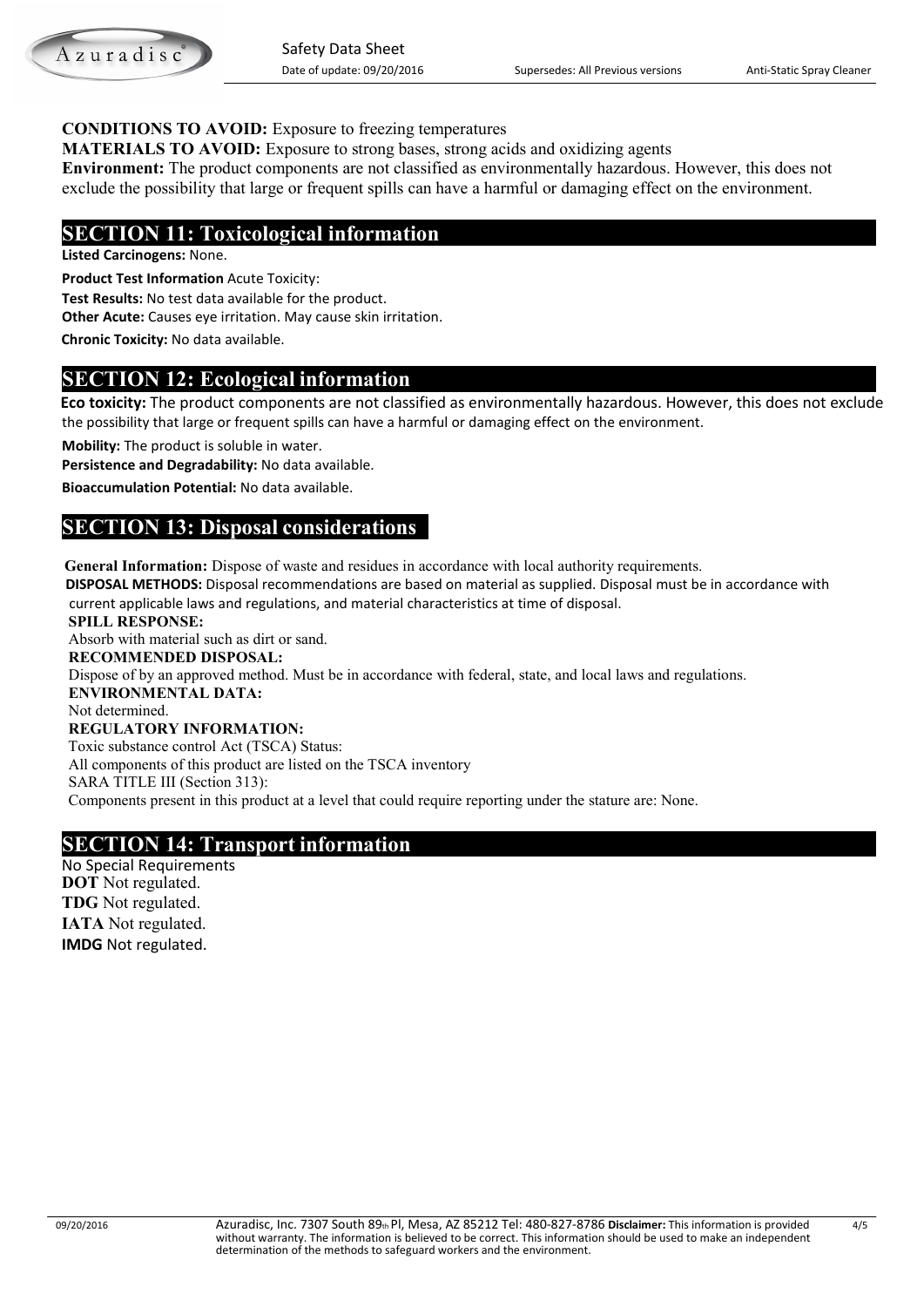**CONDITIONS TO AVOID:** Exposure to freezing temperatures

**MATERIALS TO AVOID:** Exposure to strong bases, strong acids and oxidizing agents

**Environment:** The product components are not classified as environmentally hazardous. However, this does not exclude the possibility that large or frequent spills can have a harmful or damaging effect on the environment.

## SECTION 11: Toxicological information

**Listed Carcinogens:** None.

**Product Test Information** Acute Toxicity:

**Test Results:** No test data available for the product.

**Other Acute:** Causes eye irritation. May cause skin irritation.

**Chronic Toxicity:** No data available.

## SECTION 12: Ecological information

**Eco toxicity:** The product components are not classified as environmentally hazardous. However, this does not exclude the possibility that large or frequent spills can have a harmful or damaging effect on the environment.

**Mobility:** The product is soluble in water.

**Persistence and Degradability:** No data available.

**Bioaccumulation Potential:** No data available.

## SECTION 13: Disposal considerations

**General Information:** Dispose of waste and residues in accordance with local authority requirements.

**DISPOSAL METHODS:** Disposal recommendations are based on material as supplied. Disposal must be in accordance with current applicable laws and regulations, and material characteristics at time of disposal.

**SPILL RESPONSE:**

Absorb with material such as dirt or sand.

**RECOMMENDED DISPOSAL:**

Dispose of by an approved method. Must be in accordance with federal, state, and local laws and regulations.

**ENVIRONMENTAL DATA:**

Not determined.

**REGULATORY INFORMATION:**

Toxic substance control Act (TSCA) Status:

All components of this product are listed on the TSCA inventory

SARA TITLE III (Section 313):

Components present in this product at a level that could require reporting under the stature are: None.

## SECTION 14: Transport information

No Special Requirements

**DOT** Not regulated.

**TDG** Not regulated.

**IATA** Not regulated.

**IMDG** Not regulated.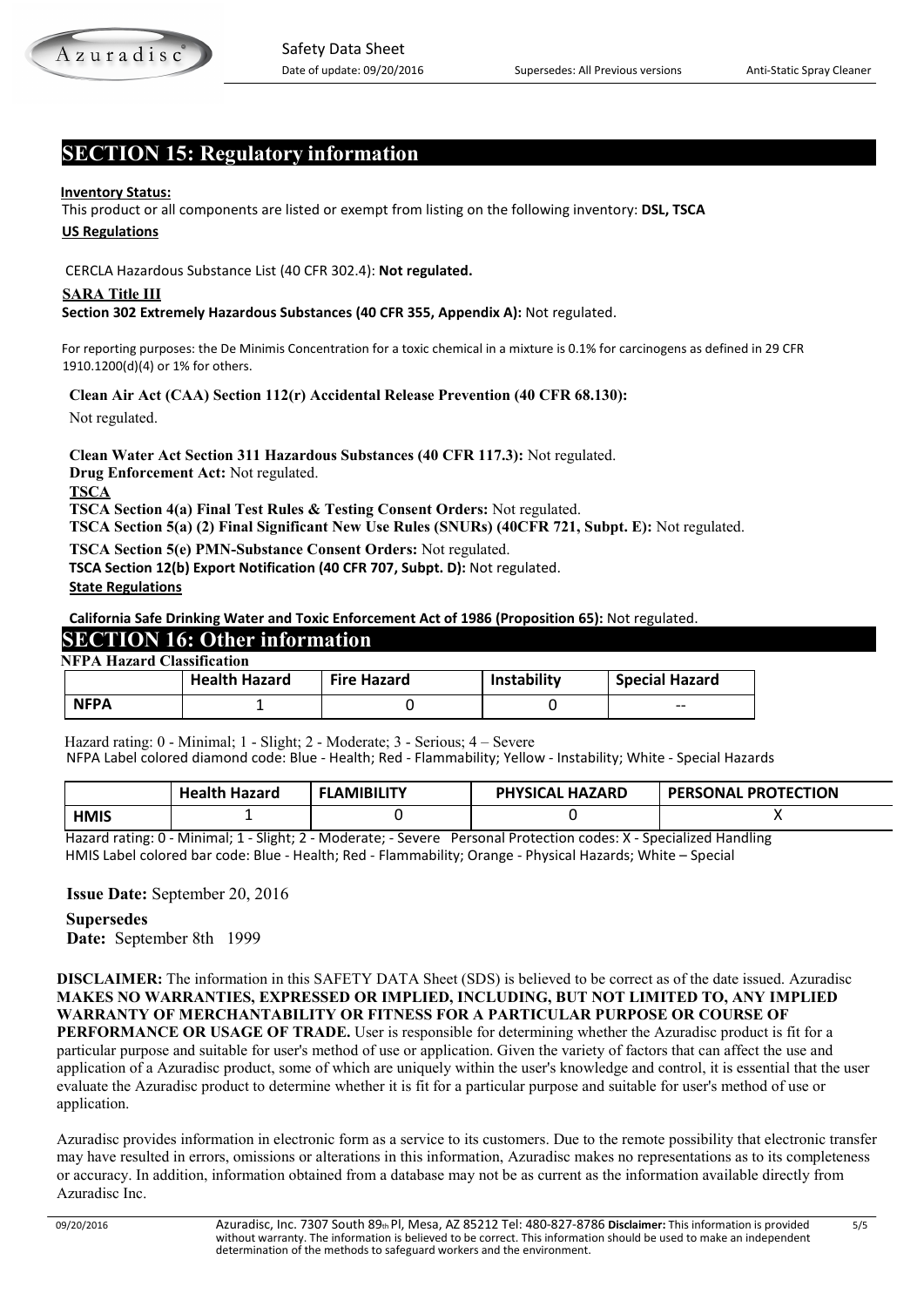## SECTION 15: Regulatory information

**Inventory Status:**

This product or all components are listed or exempt from listing on the following inventory: **DSL, TSCA**

**US Regulations**

CERCLA Hazardous Substance List (40 CFR 302.4): **Not regulated.**

**SARA Title III**

**Section 302 Extremely Hazardous Substances (40 CFR 355, Appendix A):** Not regulated.

For reporting purposes: the De Minimis Concentration for a toxic chemical in a mixture is 0.1% for carcinogens as defined in 29 CFR 1910.1200(d)(4) or 1% for others.

**Clean Air Act (CAA) Section 112(r) Accidental Release Prevention (40 CFR 68.130):**

Not regulated.

**Clean Water Act Section 311 Hazardous Substances (40 CFR 117.3):** Not regulated.

**Drug Enforcement Act:** Not regulated.

**TSCA**

**TSCA Section 4(a) Final Test Rules & Testing Consent Orders:** Not regulated.

**TSCA Section 5(a) (2) Final Significant New Use Rules (SNURs) (40CFR 721, Subpt. E):** Not regulated.

**TSCA Section 5(e) PMN-Substance Consent Orders:** Not regulated.

**TSCA Section 12(b) Export Notification (40 CFR 707, Subpt. D):** Not regulated.

**State Regulations**

**California Safe Drinking Water and Toxic Enforcement Act of 1986 (Proposition 65):** Not regulated.

## SECTION 16: Other information

**NFPA Hazard Classification**

| | Health Hazard | Fire Hazard | Instability | Special Hazard |
|---|---|---|---|---|
| NFPA | 1 | 0 | 0 | -- |

Hazard rating: 0 - Minimal; 1 - Slight; 2 - Moderate; 3 - Serious; 4 – Severe

NFPA Label colored diamond code: Blue - Health; Red - Flammability; Yellow - Instability; White - Special Hazards

| | Health Hazard | FLAMIBILITY | PHYSICAL HAZARD | PERSONAL PROTECTION |
|---|---|---|---|---|
| HMIS | 1 | 0 | 0 | X |

Hazard rating: 0 - Minimal; 1 - Slight; 2 - Moderate; - Severe Personal Protection codes: X - Specialized Handling

HMIS Label colored bar code: Blue - Health; Red - Flammability; Orange - Physical Hazards; White – Special

**Issue Date:** September 20, 2016

**Supersedes**
**Date:** September 8th 1999

**DISCLAIMER:** The information in this SAFETY DATA Sheet (SDS) is believed to be correct as of the date issued. Azuradisc **MAKES NO WARRANTIES, EXPRESSED OR IMPLIED, INCLUDING, BUT NOT LIMITED TO, ANY IMPLIED WARRANTY OF MERCHANTABILITY OR FITNESS FOR A PARTICULAR PURPOSE OR COURSE OF PERFORMANCE OR USAGE OF TRADE.** User is responsible for determining whether the Azuradisc product is fit for a particular purpose and suitable for user's method of use or application. Given the variety of factors that can affect the use and application of a Azuradisc product, some of which are uniquely within the user's knowledge and control, it is essential that the user evaluate the Azuradisc product to determine whether it is fit for a particular purpose and suitable for user's method of use or application.

Azuradisc provides information in electronic form as a service to its customers. Due to the remote possibility that electronic transfer may have resulted in errors, omissions or alterations in this information, Azuradisc makes no representations as to its completeness or accuracy. In addition, information obtained from a database may not be as current as the information available directly from Azuradisc Inc.